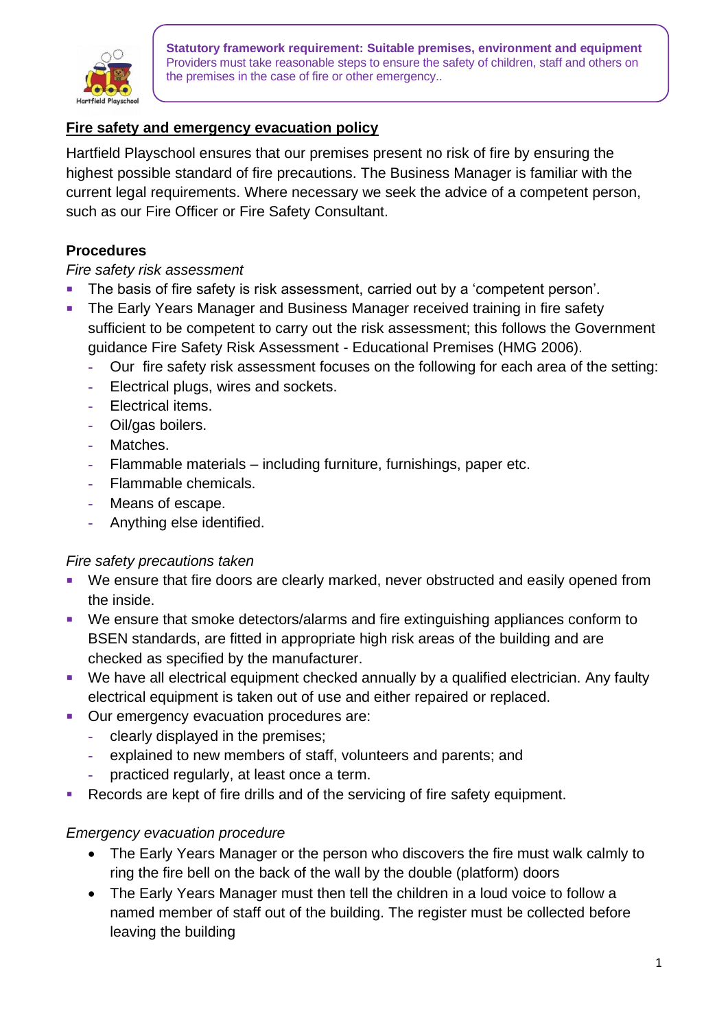**Statutory framework requirement: Suitable premises, environment and equipment**
Providers must take reasonable steps to ensure the safety of children, staff and others on the premises in the case of fire or other emergency..

## Fire safety and emergency evacuation policy

Hartfield Playschool ensures that our premises present no risk of fire by ensuring the highest possible standard of fire precautions. The Business Manager is familiar with the current legal requirements. Where necessary we seek the advice of a competent person, such as our Fire Officer or Fire Safety Consultant.

### Procedures

*Fire safety risk assessment*

- The basis of fire safety is risk assessment, carried out by a 'competent person'.
- The Early Years Manager and Business Manager received training in fire safety sufficient to be competent to carry out the risk assessment; this follows the Government guidance Fire Safety Risk Assessment - Educational Premises (HMG 2006).
  - Our fire safety risk assessment focuses on the following for each area of the setting:
  - Electrical plugs, wires and sockets.
  - Electrical items.
  - Oil/gas boilers.
  - Matches.
  - Flammable materials – including furniture, furnishings, paper etc.
  - Flammable chemicals.
  - Means of escape.
  - Anything else identified.

*Fire safety precautions taken*

- We ensure that fire doors are clearly marked, never obstructed and easily opened from the inside.
- We ensure that smoke detectors/alarms and fire extinguishing appliances conform to BSEN standards, are fitted in appropriate high risk areas of the building and are checked as specified by the manufacturer.
- We have all electrical equipment checked annually by a qualified electrician. Any faulty electrical equipment is taken out of use and either repaired or replaced.
- Our emergency evacuation procedures are:
  - clearly displayed in the premises;
  - explained to new members of staff, volunteers and parents; and
  - practiced regularly, at least once a term.
- Records are kept of fire drills and of the servicing of fire safety equipment.

*Emergency evacuation procedure*

- The Early Years Manager or the person who discovers the fire must walk calmly to ring the fire bell on the back of the wall by the double (platform) doors
- The Early Years Manager must then tell the children in a loud voice to follow a named member of staff out of the building. The register must be collected before leaving the building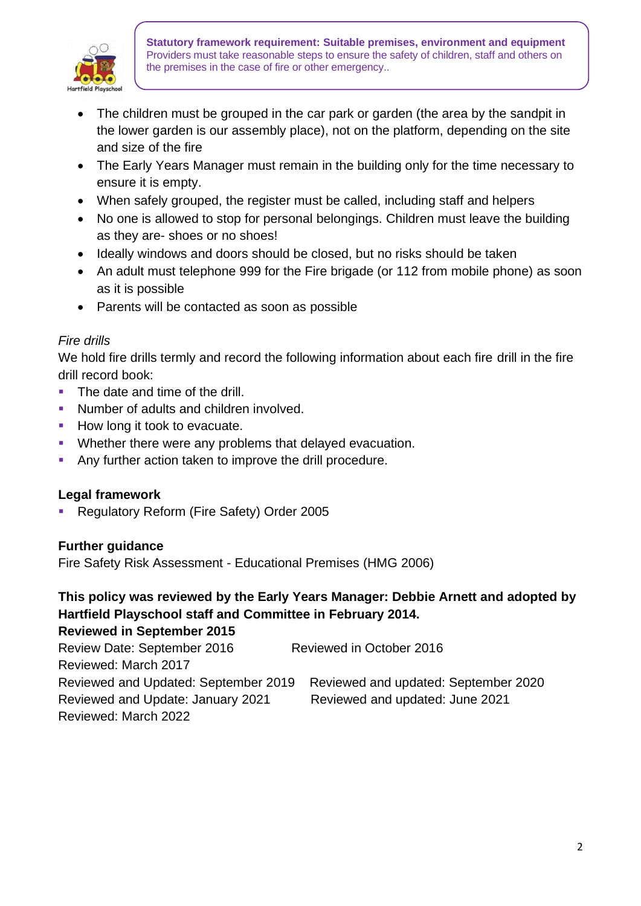**Statutory framework requirement: Suitable premises, environment and equipment**
Providers must take reasonable steps to ensure the safety of children, staff and others on the premises in the case of fire or other emergency..

- The children must be grouped in the car park or garden (the area by the sandpit in the lower garden is our assembly place), not on the platform, depending on the site and size of the fire
- The Early Years Manager must remain in the building only for the time necessary to ensure it is empty.
- When safely grouped, the register must be called, including staff and helpers
- No one is allowed to stop for personal belongings. Children must leave the building as they are- shoes or no shoes!
- Ideally windows and doors should be closed, but no risks should be taken
- An adult must telephone 999 for the Fire brigade (or 112 from mobile phone) as soon as it is possible
- Parents will be contacted as soon as possible

*Fire drills*

We hold fire drills termly and record the following information about each fire drill in the fire drill record book:

- The date and time of the drill.
- Number of adults and children involved.
- How long it took to evacuate.
- Whether there were any problems that delayed evacuation.
- Any further action taken to improve the drill procedure.

**Legal framework**

- Regulatory Reform (Fire Safety) Order 2005

**Further guidance**

Fire Safety Risk Assessment - Educational Premises (HMG 2006)

**This policy was reviewed by the Early Years Manager: Debbie Arnett and adopted by Hartfield Playschool staff and Committee in February 2014.**
**Reviewed in September 2015**

Review Date: September 2016
Reviewed in October 2016
Reviewed: March 2017
Reviewed and Updated: September 2019
Reviewed and updated: September 2020
Reviewed and Update: January 2021
Reviewed and updated: June 2021
Reviewed: March 2022